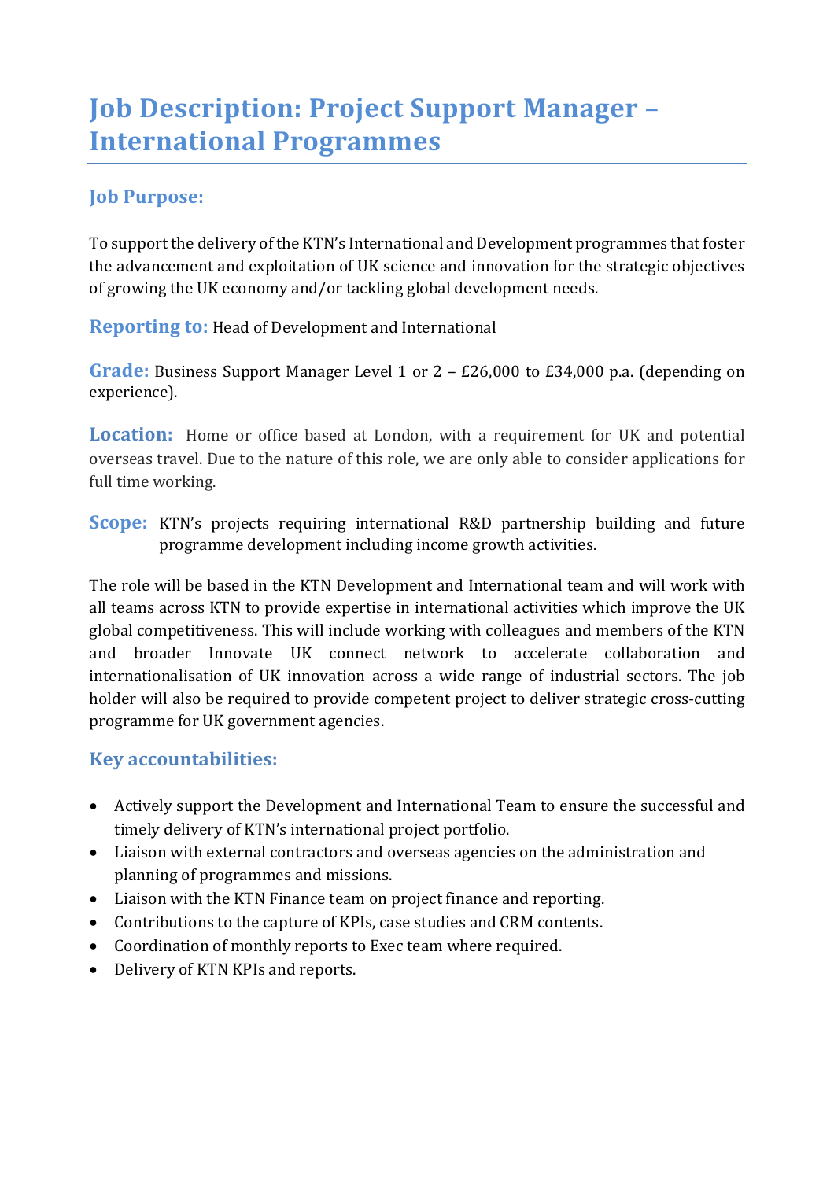# Job Description: Project Support Manager – International Programmes

## Job Purpose:

To support the delivery of the KTN's International and Development programmes that foster the advancement and exploitation of UK science and innovation for the strategic objectives of growing the UK economy and/or tackling global development needs.

**Reporting to:** Head of Development and International

**Grade:** Business Support Manager Level 1 or 2 – £26,000 to £34,000 p.a. (depending on experience).

**Location:** Home or office based at London, with a requirement for UK and potential overseas travel. Due to the nature of this role, we are only able to consider applications for full time working.

**Scope:** KTN's projects requiring international R&D partnership building and future programme development including income growth activities.

The role will be based in the KTN Development and International team and will work with all teams across KTN to provide expertise in international activities which improve the UK global competitiveness. This will include working with colleagues and members of the KTN and broader Innovate UK connect network to accelerate collaboration and internationalisation of UK innovation across a wide range of industrial sectors. The job holder will also be required to provide competent project to deliver strategic cross-cutting programme for UK government agencies.

## Key accountabilities:

- Actively support the Development and International Team to ensure the successful and timely delivery of KTN's international project portfolio.
- Liaison with external contractors and overseas agencies on the administration and planning of programmes and missions.
- Liaison with the KTN Finance team on project finance and reporting.
- Contributions to the capture of KPIs, case studies and CRM contents.
- Coordination of monthly reports to Exec team where required.
- Delivery of KTN KPIs and reports.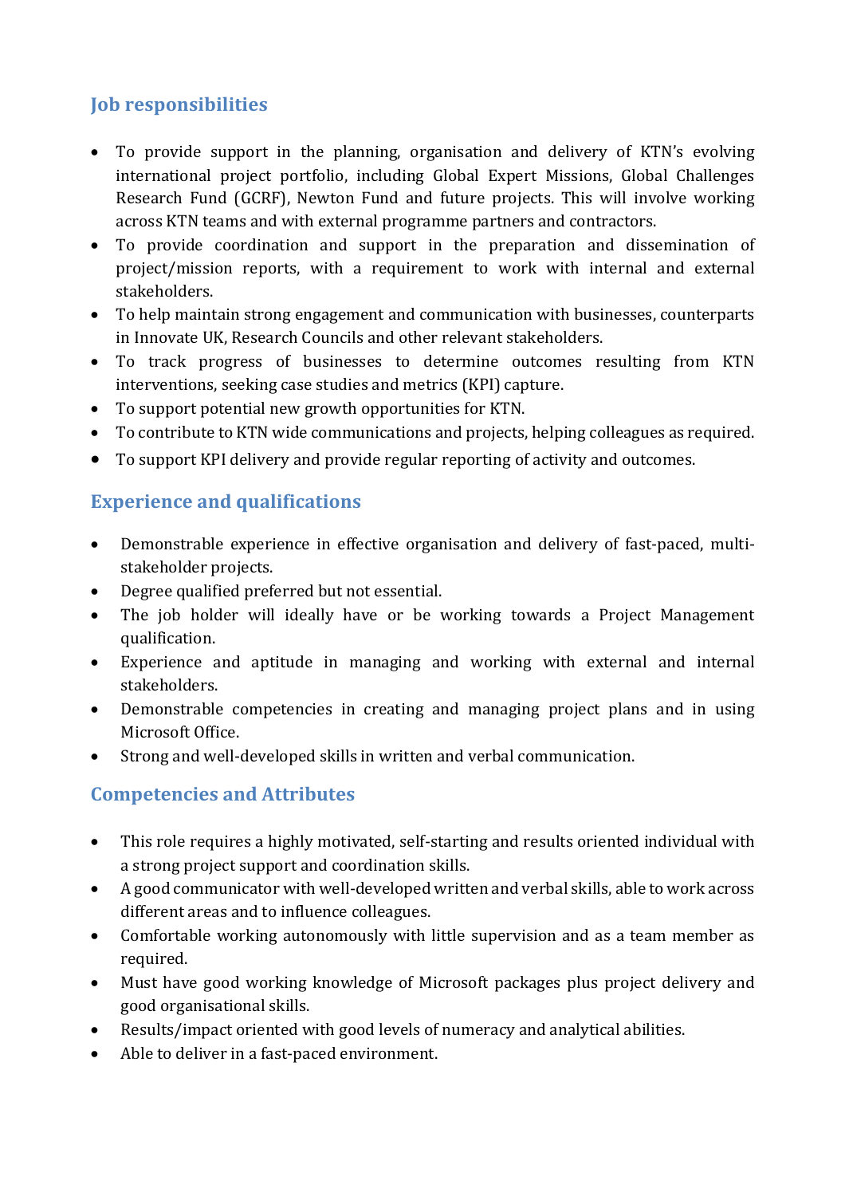## Job responsibilities

- To provide support in the planning, organisation and delivery of KTN's evolving international project portfolio, including Global Expert Missions, Global Challenges Research Fund (GCRF), Newton Fund and future projects. This will involve working across KTN teams and with external programme partners and contractors.
- To provide coordination and support in the preparation and dissemination of project/mission reports, with a requirement to work with internal and external stakeholders.
- To help maintain strong engagement and communication with businesses, counterparts in Innovate UK, Research Councils and other relevant stakeholders.
- To track progress of businesses to determine outcomes resulting from KTN interventions, seeking case studies and metrics (KPI) capture.
- To support potential new growth opportunities for KTN.
- To contribute to KTN wide communications and projects, helping colleagues as required.
- To support KPI delivery and provide regular reporting of activity and outcomes.

## Experience and qualifications

- Demonstrable experience in effective organisation and delivery of fast-paced, multi-stakeholder projects.
- Degree qualified preferred but not essential.
- The job holder will ideally have or be working towards a Project Management qualification.
- Experience and aptitude in managing and working with external and internal stakeholders.
- Demonstrable competencies in creating and managing project plans and in using Microsoft Office.
- Strong and well-developed skills in written and verbal communication.

## Competencies and Attributes

- This role requires a highly motivated, self-starting and results oriented individual with a strong project support and coordination skills.
- A good communicator with well-developed written and verbal skills, able to work across different areas and to influence colleagues.
- Comfortable working autonomously with little supervision and as a team member as required.
- Must have good working knowledge of Microsoft packages plus project delivery and good organisational skills.
- Results/impact oriented with good levels of numeracy and analytical abilities.
- Able to deliver in a fast-paced environment.